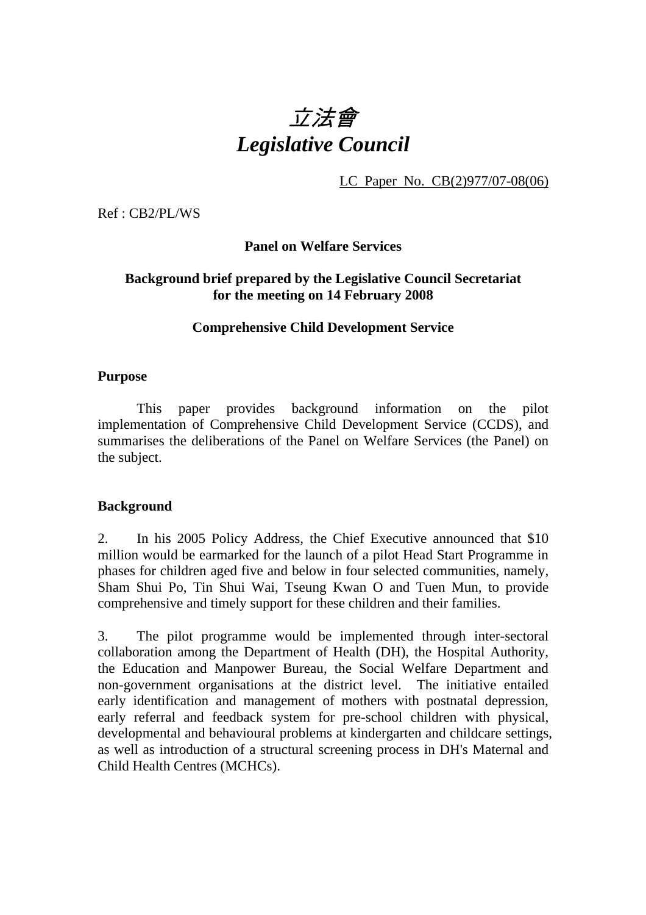# *立法會*
# *Legislative Council*

LC Paper No. CB(2)977/07-08(06)

Ref : CB2/PL/WS

**Panel on Welfare Services**

**Background brief prepared by the Legislative Council Secretariat for the meeting on 14 February 2008**

**Comprehensive Child Development Service**

## Purpose

This paper provides background information on the pilot implementation of Comprehensive Child Development Service (CCDS), and summarises the deliberations of the Panel on Welfare Services (the Panel) on the subject.

## Background

2. In his 2005 Policy Address, the Chief Executive announced that $10 million would be earmarked for the launch of a pilot Head Start Programme in phases for children aged five and below in four selected communities, namely, Sham Shui Po, Tin Shui Wai, Tseung Kwan O and Tuen Mun, to provide comprehensive and timely support for these children and their families.

3. The pilot programme would be implemented through inter-sectoral collaboration among the Department of Health (DH), the Hospital Authority, the Education and Manpower Bureau, the Social Welfare Department and non-government organisations at the district level. The initiative entailed early identification and management of mothers with postnatal depression, early referral and feedback system for pre-school children with physical, developmental and behavioural problems at kindergarten and childcare settings, as well as introduction of a structural screening process in DH's Maternal and Child Health Centres (MCHCs).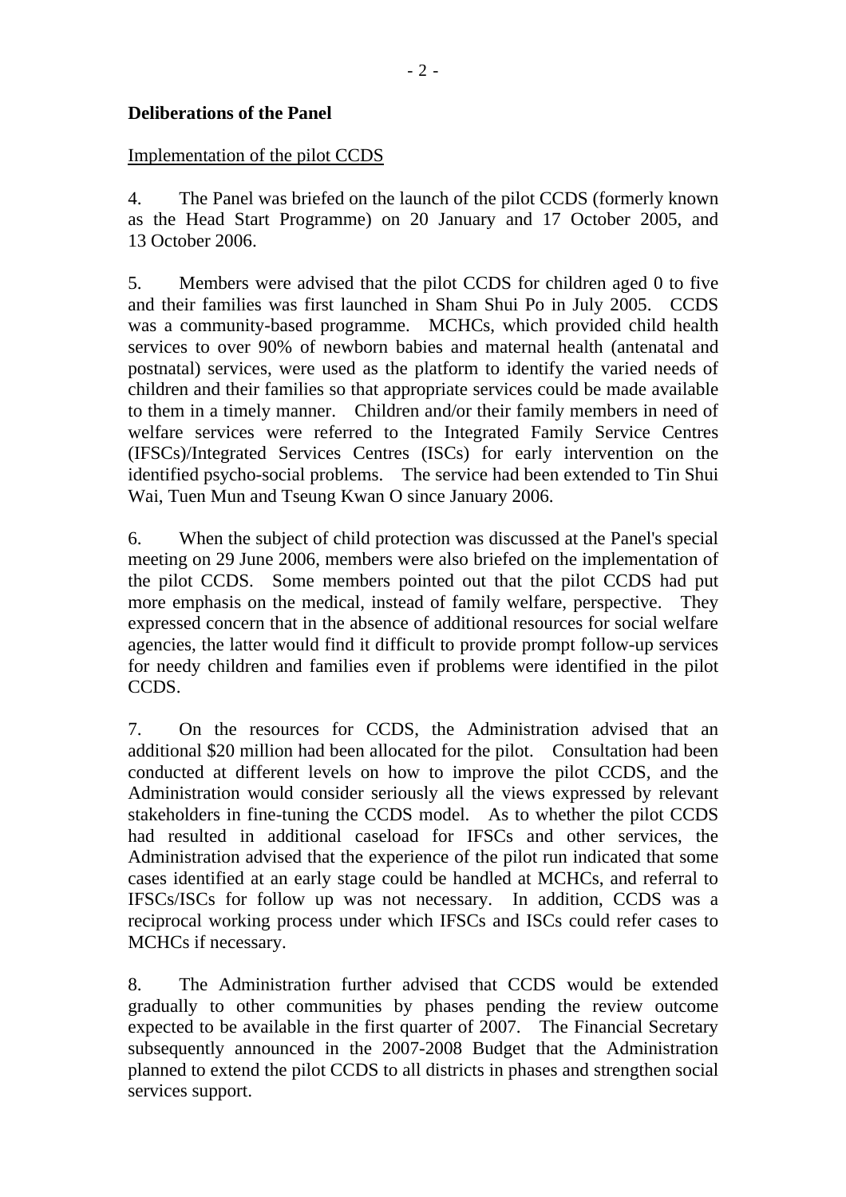**Deliberations of the Panel**

Implementation of the pilot CCDS

4. The Panel was briefed on the launch of the pilot CCDS (formerly known as the Head Start Programme) on 20 January and 17 October 2005, and 13 October 2006.

5. Members were advised that the pilot CCDS for children aged 0 to five and their families was first launched in Sham Shui Po in July 2005. CCDS was a community-based programme. MCHCs, which provided child health services to over 90% of newborn babies and maternal health (antenatal and postnatal) services, were used as the platform to identify the varied needs of children and their families so that appropriate services could be made available to them in a timely manner. Children and/or their family members in need of welfare services were referred to the Integrated Family Service Centres (IFSCs)/Integrated Services Centres (ISCs) for early intervention on the identified psycho-social problems. The service had been extended to Tin Shui Wai, Tuen Mun and Tseung Kwan O since January 2006.

6. When the subject of child protection was discussed at the Panel's special meeting on 29 June 2006, members were also briefed on the implementation of the pilot CCDS. Some members pointed out that the pilot CCDS had put more emphasis on the medical, instead of family welfare, perspective. They expressed concern that in the absence of additional resources for social welfare agencies, the latter would find it difficult to provide prompt follow-up services for needy children and families even if problems were identified in the pilot CCDS.

7. On the resources for CCDS, the Administration advised that an additional $20 million had been allocated for the pilot. Consultation had been conducted at different levels on how to improve the pilot CCDS, and the Administration would consider seriously all the views expressed by relevant stakeholders in fine-tuning the CCDS model. As to whether the pilot CCDS had resulted in additional caseload for IFSCs and other services, the Administration advised that the experience of the pilot run indicated that some cases identified at an early stage could be handled at MCHCs, and referral to IFSCs/ISCs for follow up was not necessary. In addition, CCDS was a reciprocal working process under which IFSCs and ISCs could refer cases to MCHCs if necessary.

8. The Administration further advised that CCDS would be extended gradually to other communities by phases pending the review outcome expected to be available in the first quarter of 2007. The Financial Secretary subsequently announced in the 2007-2008 Budget that the Administration planned to extend the pilot CCDS to all districts in phases and strengthen social services support.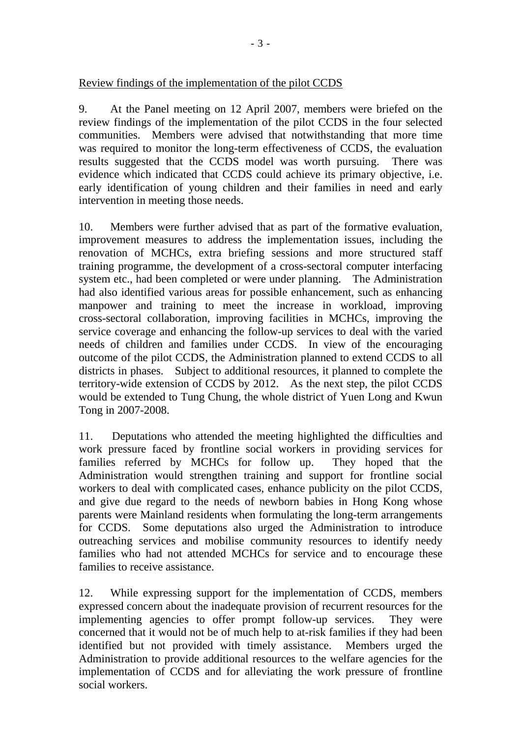Review findings of the implementation of the pilot CCDS

9. At the Panel meeting on 12 April 2007, members were briefed on the review findings of the implementation of the pilot CCDS in the four selected communities. Members were advised that notwithstanding that more time was required to monitor the long-term effectiveness of CCDS, the evaluation results suggested that the CCDS model was worth pursuing. There was evidence which indicated that CCDS could achieve its primary objective, i.e. early identification of young children and their families in need and early intervention in meeting those needs.

10. Members were further advised that as part of the formative evaluation, improvement measures to address the implementation issues, including the renovation of MCHCs, extra briefing sessions and more structured staff training programme, the development of a cross-sectoral computer interfacing system etc., had been completed or were under planning. The Administration had also identified various areas for possible enhancement, such as enhancing manpower and training to meet the increase in workload, improving cross-sectoral collaboration, improving facilities in MCHCs, improving the service coverage and enhancing the follow-up services to deal with the varied needs of children and families under CCDS. In view of the encouraging outcome of the pilot CCDS, the Administration planned to extend CCDS to all districts in phases. Subject to additional resources, it planned to complete the territory-wide extension of CCDS by 2012. As the next step, the pilot CCDS would be extended to Tung Chung, the whole district of Yuen Long and Kwun Tong in 2007-2008.

11. Deputations who attended the meeting highlighted the difficulties and work pressure faced by frontline social workers in providing services for families referred by MCHCs for follow up. They hoped that the Administration would strengthen training and support for frontline social workers to deal with complicated cases, enhance publicity on the pilot CCDS, and give due regard to the needs of newborn babies in Hong Kong whose parents were Mainland residents when formulating the long-term arrangements for CCDS. Some deputations also urged the Administration to introduce outreaching services and mobilise community resources to identify needy families who had not attended MCHCs for service and to encourage these families to receive assistance.

12. While expressing support for the implementation of CCDS, members expressed concern about the inadequate provision of recurrent resources for the implementing agencies to offer prompt follow-up services. They were concerned that it would not be of much help to at-risk families if they had been identified but not provided with timely assistance. Members urged the Administration to provide additional resources to the welfare agencies for the implementation of CCDS and for alleviating the work pressure of frontline social workers.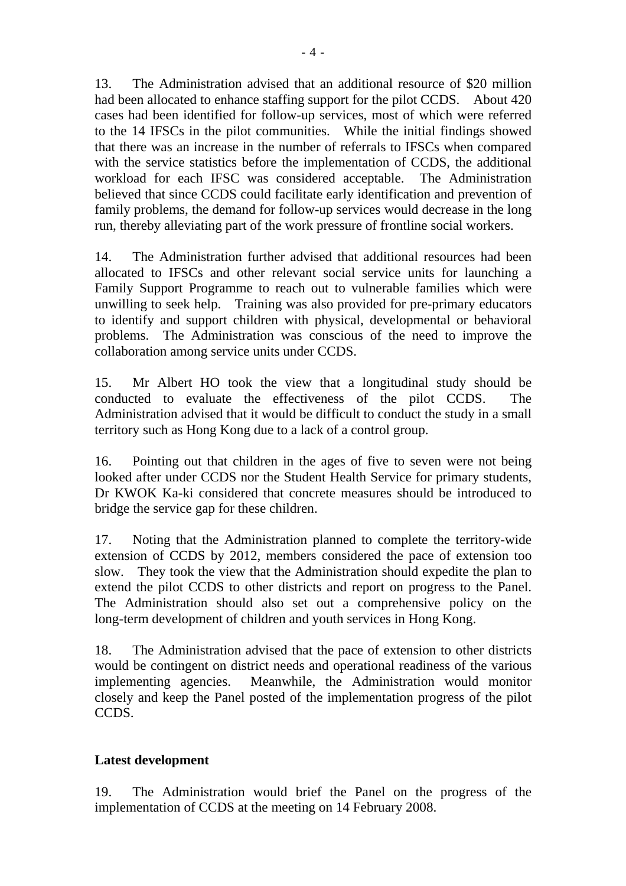13. The Administration advised that an additional resource of $20 million had been allocated to enhance staffing support for the pilot CCDS. About 420 cases had been identified for follow-up services, most of which were referred to the 14 IFSCs in the pilot communities. While the initial findings showed that there was an increase in the number of referrals to IFSCs when compared with the service statistics before the implementation of CCDS, the additional workload for each IFSC was considered acceptable. The Administration believed that since CCDS could facilitate early identification and prevention of family problems, the demand for follow-up services would decrease in the long run, thereby alleviating part of the work pressure of frontline social workers.

14. The Administration further advised that additional resources had been allocated to IFSCs and other relevant social service units for launching a Family Support Programme to reach out to vulnerable families which were unwilling to seek help. Training was also provided for pre-primary educators to identify and support children with physical, developmental or behavioral problems. The Administration was conscious of the need to improve the collaboration among service units under CCDS.

15. Mr Albert HO took the view that a longitudinal study should be conducted to evaluate the effectiveness of the pilot CCDS. The Administration advised that it would be difficult to conduct the study in a small territory such as Hong Kong due to a lack of a control group.

16. Pointing out that children in the ages of five to seven were not being looked after under CCDS nor the Student Health Service for primary students, Dr KWOK Ka-ki considered that concrete measures should be introduced to bridge the service gap for these children.

17. Noting that the Administration planned to complete the territory-wide extension of CCDS by 2012, members considered the pace of extension too slow. They took the view that the Administration should expedite the plan to extend the pilot CCDS to other districts and report on progress to the Panel. The Administration should also set out a comprehensive policy on the long-term development of children and youth services in Hong Kong.

18. The Administration advised that the pace of extension to other districts would be contingent on district needs and operational readiness of the various implementing agencies. Meanwhile, the Administration would monitor closely and keep the Panel posted of the implementation progress of the pilot CCDS.

**Latest development**

19. The Administration would brief the Panel on the progress of the implementation of CCDS at the meeting on 14 February 2008.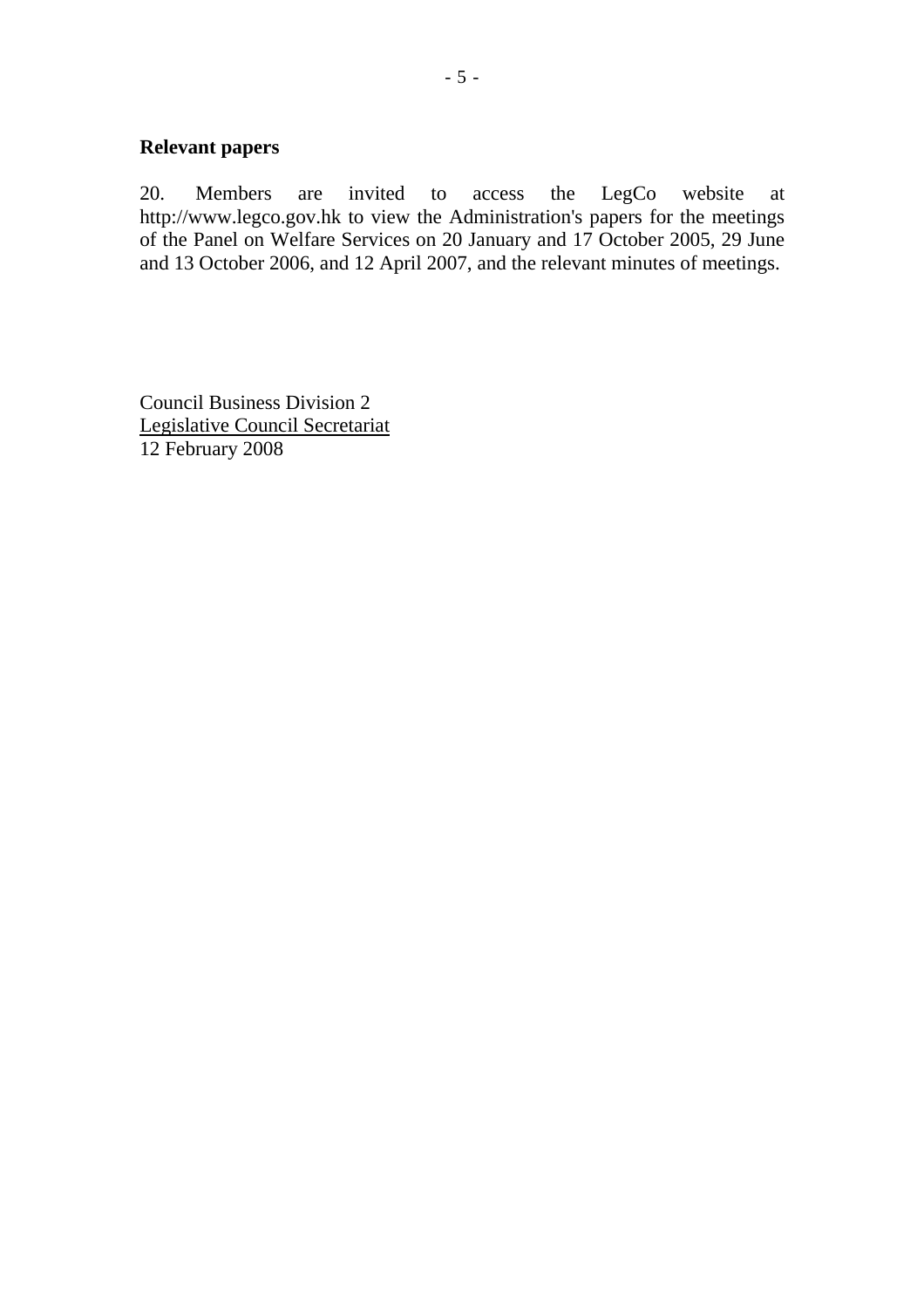**Relevant papers**

20. Members are invited to access the LegCo website at http://www.legco.gov.hk to view the Administration's papers for the meetings of the Panel on Welfare Services on 20 January and 17 October 2005, 29 June and 13 October 2006, and 12 April 2007, and the relevant minutes of meetings.

Council Business Division 2
Legislative Council Secretariat
12 February 2008